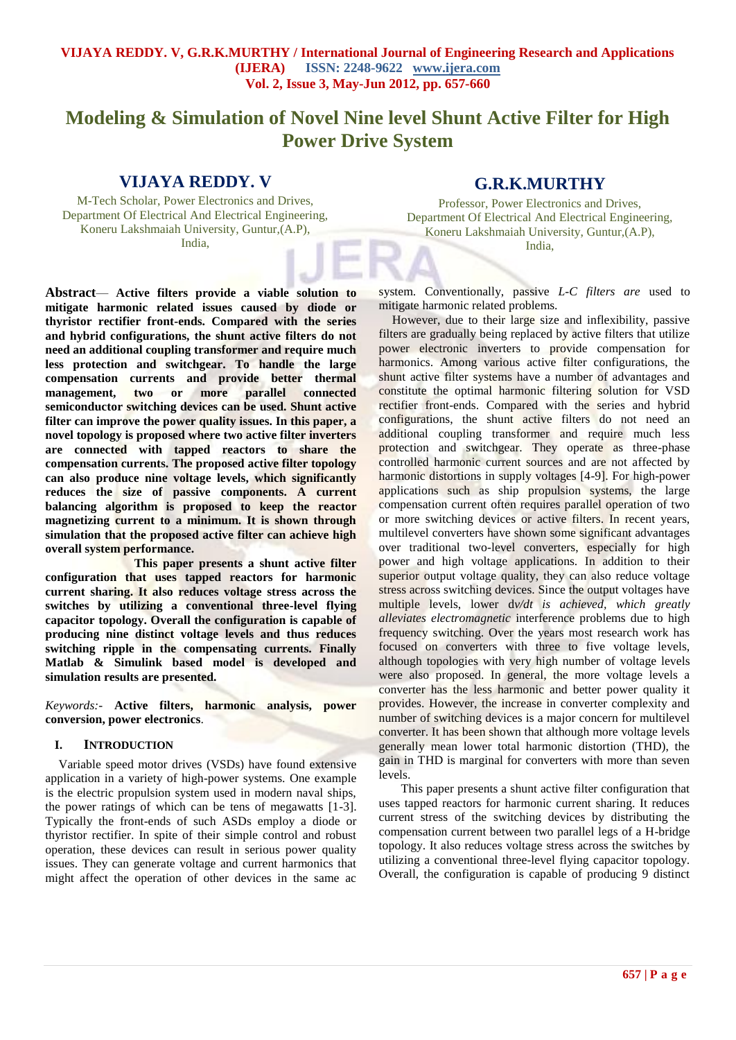# Modeling & Simulation of Novel Nine level Shunt Active Filter for High Power Drive System

**VIJAYA REDDY. V**

M-Tech Scholar, Power Electronics and Drives,
Department Of Electrical And Electrical Engineering,
Koneru Lakshmaiah University, Guntur,(A.P),
India,

**G.R.K.MURTHY**

Professor, Power Electronics and Drives,
Department Of Electrical And Electrical Engineering,
Koneru Lakshmaiah University, Guntur,(A.P),
India,

**Abstract— Active filters provide a viable solution to mitigate harmonic related issues caused by diode or thyristor rectifier front-ends. Compared with the series and hybrid configurations, the shunt active filters do not need an additional coupling transformer and require much less protection and switchgear. To handle the large compensation currents and provide better thermal management, two or more parallel connected semiconductor switching devices can be used. Shunt active filter can improve the power quality issues. In this paper, a novel topology is proposed where two active filter inverters are connected with tapped reactors to share the compensation currents. The proposed active filter topology can also produce nine voltage levels, which significantly reduces the size of passive components. A current balancing algorithm is proposed to keep the reactor magnetizing current to a minimum. It is shown through simulation that the proposed active filter can achieve high overall system performance.**

**This paper presents a shunt active filter configuration that uses tapped reactors for harmonic current sharing. It also reduces voltage stress across the switches by utilizing a conventional three-level flying capacitor topology. Overall the configuration is capable of producing nine distinct voltage levels and thus reduces switching ripple in the compensating currents. Finally Matlab & Simulink based model is developed and simulation results are presented.**

*Keywords:-* **Active filters, harmonic analysis, power conversion, power electronics**.

## I. Introduction

Variable speed motor drives (VSDs) have found extensive application in a variety of high-power systems. One example is the electric propulsion system used in modern naval ships, the power ratings of which can be tens of megawatts [1-3]. Typically the front-ends of such ASDs employ a diode or thyristor rectifier. In spite of their simple control and robust operation, these devices can result in serious power quality issues. They can generate voltage and current harmonics that might affect the operation of other devices in the same ac system. Conventionally, passive *L-C filters are* used to mitigate harmonic related problems.

However, due to their large size and inflexibility, passive filters are gradually being replaced by active filters that utilize power electronic inverters to provide compensation for harmonics. Among various active filter configurations, the shunt active filter systems have a number of advantages and constitute the optimal harmonic filtering solution for VSD rectifier front-ends. Compared with the series and hybrid configurations, the shunt active filters do not need an additional coupling transformer and require much less protection and switchgear. They operate as three-phase controlled harmonic current sources and are not affected by harmonic distortions in supply voltages [4-9]. For high-power applications such as ship propulsion systems, the large compensation current often requires parallel operation of two or more switching devices or active filters. In recent years, multilevel converters have shown some significant advantages over traditional two-level converters, especially for high power and high voltage applications. In addition to their superior output voltage quality, they can also reduce voltage stress across switching devices. Since the output voltages have multiple levels, lower *dv/dt is achieved, which greatly alleviates electromagnetic* interference problems due to high frequency switching. Over the years most research work has focused on converters with three to five voltage levels, although topologies with very high number of voltage levels were also proposed. In general, the more voltage levels a converter has the less harmonic and better power quality it provides. However, the increase in converter complexity and number of switching devices is a major concern for multilevel converter. It has been shown that although more voltage levels generally mean lower total harmonic distortion (THD), the gain in THD is marginal for converters with more than seven levels.

This paper presents a shunt active filter configuration that uses tapped reactors for harmonic current sharing. It reduces current stress of the switching devices by distributing the compensation current between two parallel legs of a H-bridge topology. It also reduces voltage stress across the switches by utilizing a conventional three-level flying capacitor topology. Overall, the configuration is capable of producing 9 distinct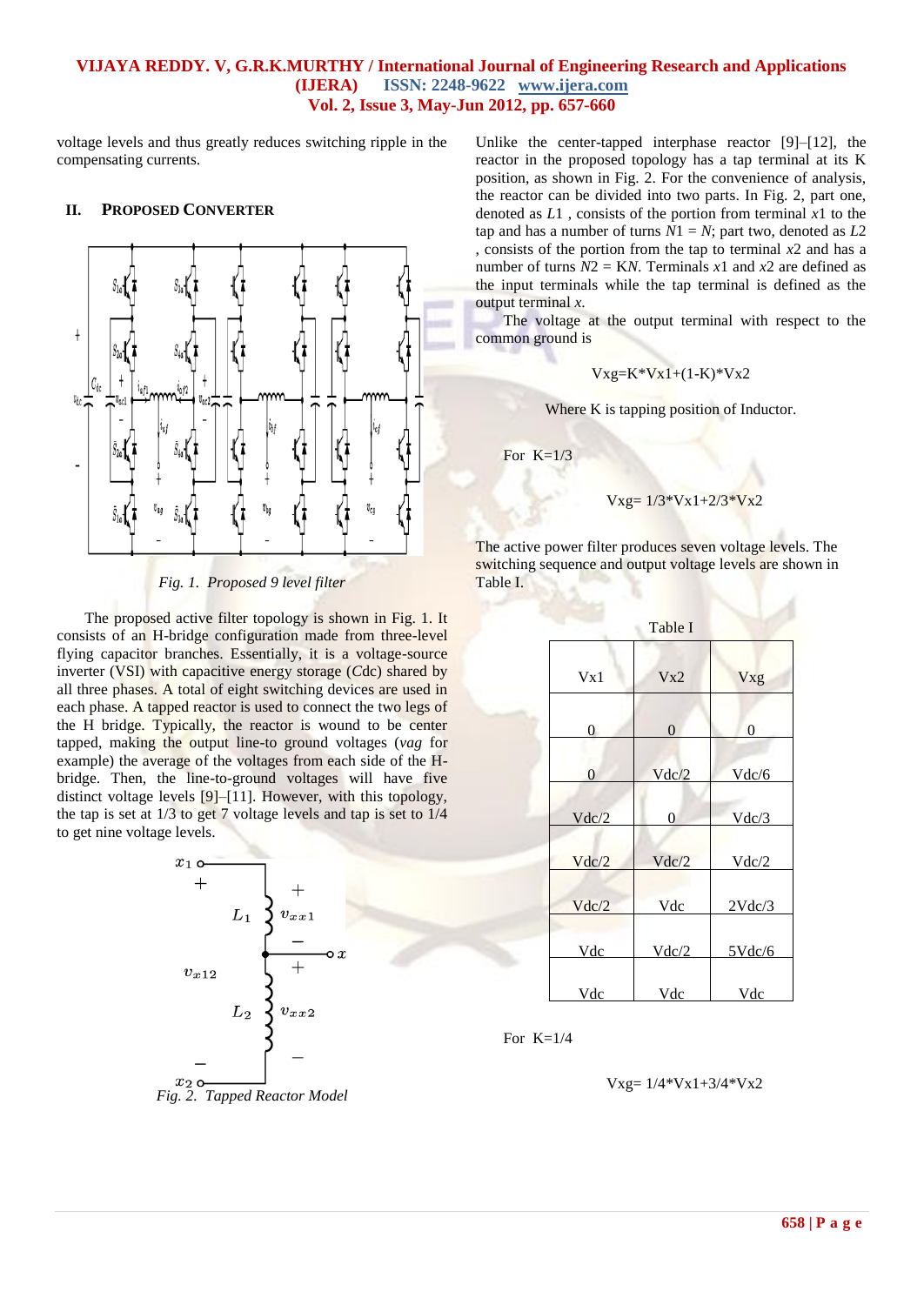voltage levels and thus greatly reduces switching ripple in the compensating currents.

## II. PROPOSED CONVERTER

*Fig. 1. Proposed 9 level filter*

The proposed active filter topology is shown in Fig. 1. It consists of an H-bridge configuration made from three-level flying capacitor branches. Essentially, it is a voltage-source inverter (VSI) with capacitive energy storage (*C*dc) shared by all three phases. A total of eight switching devices are used in each phase. A tapped reactor is used to connect the two legs of the H bridge. Typically, the reactor is wound to be center tapped, making the output line-to ground voltages (*vag* for example) the average of the voltages from each side of the H-bridge. Then, the line-to-ground voltages will have five distinct voltage levels [9]–[11]. However, with this topology, the tap is set at 1/3 to get 7 voltage levels and tap is set to 1/4 to get nine voltage levels.

*Fig. 2. Tapped Reactor Model*

Unlike the center-tapped interphase reactor [9]–[12], the reactor in the proposed topology has a tap terminal at its K position, as shown in Fig. 2. For the convenience of analysis, the reactor can be divided into two parts. In Fig. 2, part one, denoted as $L1$ , consists of the portion from terminal $x1$ to the tap and has a number of turns $N1 = N$; part two, denoted as $L2$ , consists of the portion from the tap to terminal $x2$ and has a number of turns $N2 = KN$. Terminals $x1$ and $x2$ are defined as the input terminals while the tap terminal is defined as the output terminal $x$.

The voltage at the output terminal with respect to the common ground is

Vxg=K*Vx1+(1-K)*Vx2

Where K is tapping position of Inductor.

For K=1/3

Vxg= 1/3*Vx1+2/3*Vx2

The active power filter produces seven voltage levels. The switching sequence and output voltage levels are shown in Table I.

Table I

| Vx1 | Vx2 | Vxg |
|---|---|---|
| 0 | 0 | 0 |
| 0 | Vdc/2 | Vdc/6 |
| Vdc/2 | 0 | Vdc/3 |
| Vdc/2 | Vdc/2 | Vdc/2 |
| Vdc/2 | Vdc | 2Vdc/3 |
| Vdc | Vdc/2 | 5Vdc/6 |
| Vdc | Vdc | Vdc |

For K=1/4

Vxg= 1/4*Vx1+3/4*Vx2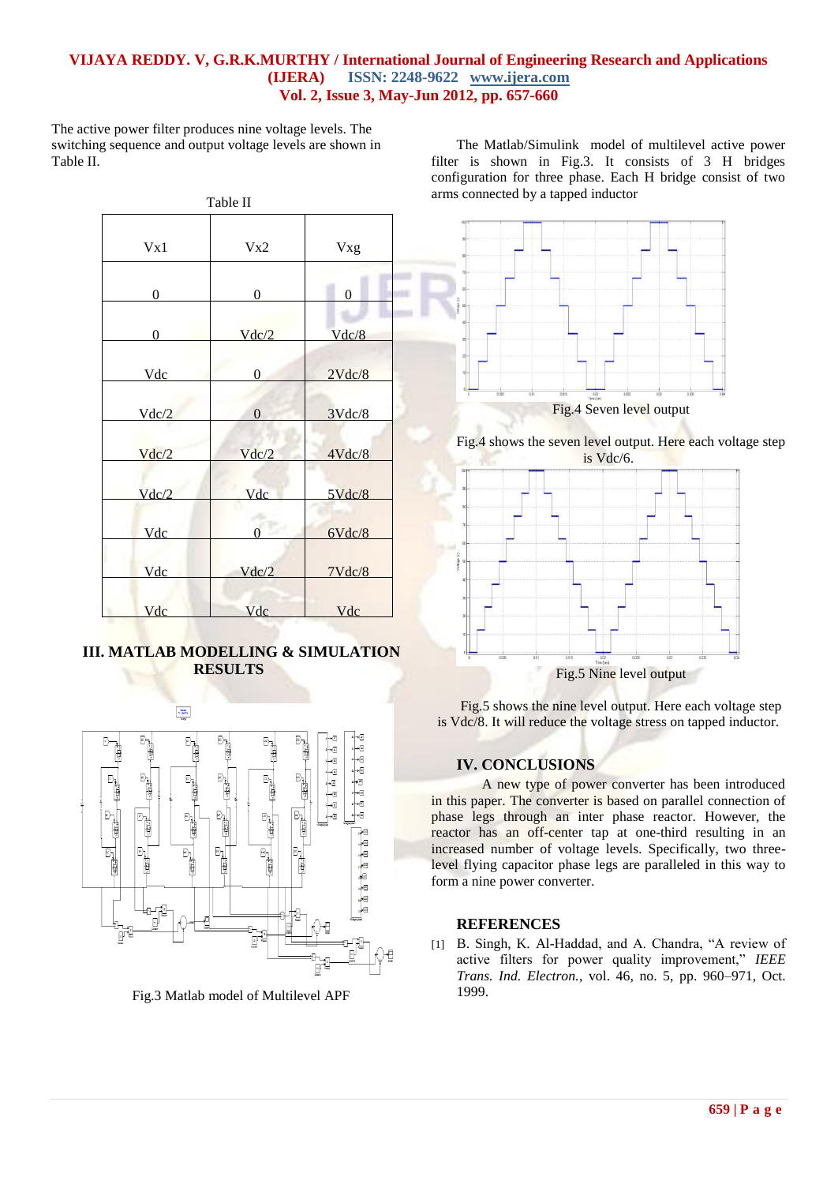The active power filter produces nine voltage levels. The switching sequence and output voltage levels are shown in Table II.

Table II

| Vx1 | Vx2 | Vxg |
|---|---|---|
| 0 | 0 | 0 |
| 0 | Vdc/2 | Vdc/8 |
| Vdc | 0 | 2Vdc/8 |
| Vdc/2 | 0 | 3Vdc/8 |
| Vdc/2 | Vdc/2 | 4Vdc/8 |
| Vdc/2 | Vdc | 5Vdc/8 |
| Vdc | 0 | 6Vdc/8 |
| Vdc | Vdc/2 | 7Vdc/8 |
| Vdc | Vdc | Vdc |

## III. MATLAB MODELLING & SIMULATION RESULTS

Fig.3 Matlab model of Multilevel APF

The Matlab/Simulink model of multilevel active power filter is shown in Fig.3. It consists of 3 H bridges configuration for three phase. Each H bridge consist of two arms connected by a tapped inductor

Fig.4 Seven level output

Fig.4 shows the seven level output. Here each voltage step is Vdc/6.

Fig.5 Nine level output

Fig.5 shows the nine level output. Here each voltage step is Vdc/8. It will reduce the voltage stress on tapped inductor.

## IV. CONCLUSIONS

A new type of power converter has been introduced in this paper. The converter is based on parallel connection of phase legs through an inter phase reactor. However, the reactor has an off-center tap at one-third resulting in an increased number of voltage levels. Specifically, two three-level flying capacitor phase legs are paralleled in this way to form a nine power converter.

## REFERENCES

[1] B. Singh, K. Al-Haddad, and A. Chandra, "A review of active filters for power quality improvement," *IEEE Trans. Ind. Electron.*, vol. 46, no. 5, pp. 960–971, Oct. 1999.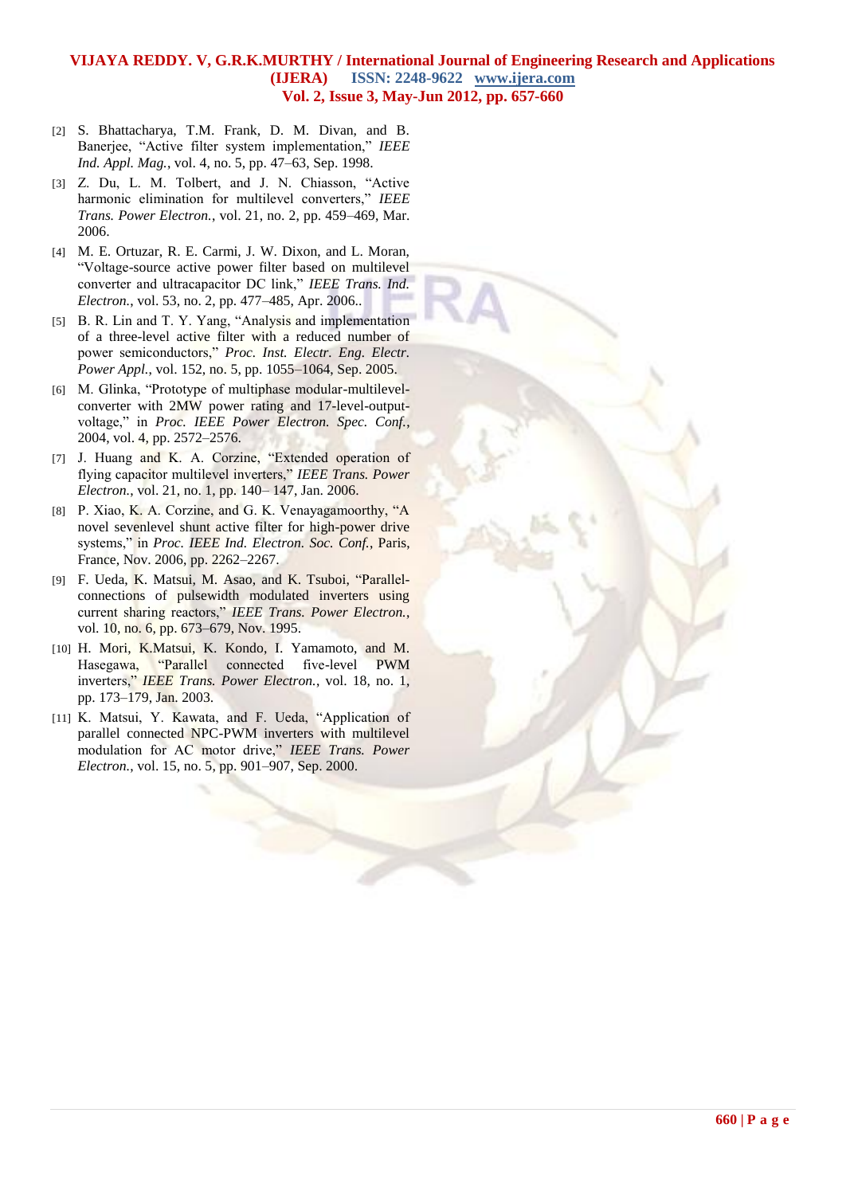[2] S. Bhattacharya, T.M. Frank, D. M. Divan, and B. Banerjee, "Active filter system implementation," *IEEE Ind. Appl. Mag.*, vol. 4, no. 5, pp. 47–63, Sep. 1998.

[3] Z. Du, L. M. Tolbert, and J. N. Chiasson, "Active harmonic elimination for multilevel converters," *IEEE Trans. Power Electron.*, vol. 21, no. 2, pp. 459–469, Mar. 2006.

[4] M. E. Ortuzar, R. E. Carmi, J. W. Dixon, and L. Moran, "Voltage-source active power filter based on multilevel converter and ultracapacitor DC link," *IEEE Trans. Ind. Electron.*, vol. 53, no. 2, pp. 477–485, Apr. 2006..

[5] B. R. Lin and T. Y. Yang, "Analysis and implementation of a three-level active filter with a reduced number of power semiconductors," *Proc. Inst. Electr. Eng. Electr. Power Appl.*, vol. 152, no. 5, pp. 1055–1064, Sep. 2005.

[6] M. Glinka, "Prototype of multiphase modular-multilevel-converter with 2MW power rating and 17-level-output-voltage," in *Proc. IEEE Power Electron. Spec. Conf.*, 2004, vol. 4, pp. 2572–2576.

[7] J. Huang and K. A. Corzine, "Extended operation of flying capacitor multilevel inverters," *IEEE Trans. Power Electron.*, vol. 21, no. 1, pp. 140– 147, Jan. 2006.

[8] P. Xiao, K. A. Corzine, and G. K. Venayagamoorthy, "A novel sevenlevel shunt active filter for high-power drive systems," in *Proc. IEEE Ind. Electron. Soc. Conf.*, Paris, France, Nov. 2006, pp. 2262–2267.

[9] F. Ueda, K. Matsui, M. Asao, and K. Tsuboi, "Parallel-connections of pulsewidth modulated inverters using current sharing reactors," *IEEE Trans. Power Electron.*, vol. 10, no. 6, pp. 673–679, Nov. 1995.

[10] H. Mori, K.Matsui, K. Kondo, I. Yamamoto, and M. Hasegawa, "Parallel connected five-level PWM inverters," *IEEE Trans. Power Electron.*, vol. 18, no. 1, pp. 173–179, Jan. 2003.

[11] K. Matsui, Y. Kawata, and F. Ueda, "Application of parallel connected NPC-PWM inverters with multilevel modulation for AC motor drive," *IEEE Trans. Power Electron.*, vol. 15, no. 5, pp. 901–907, Sep. 2000.